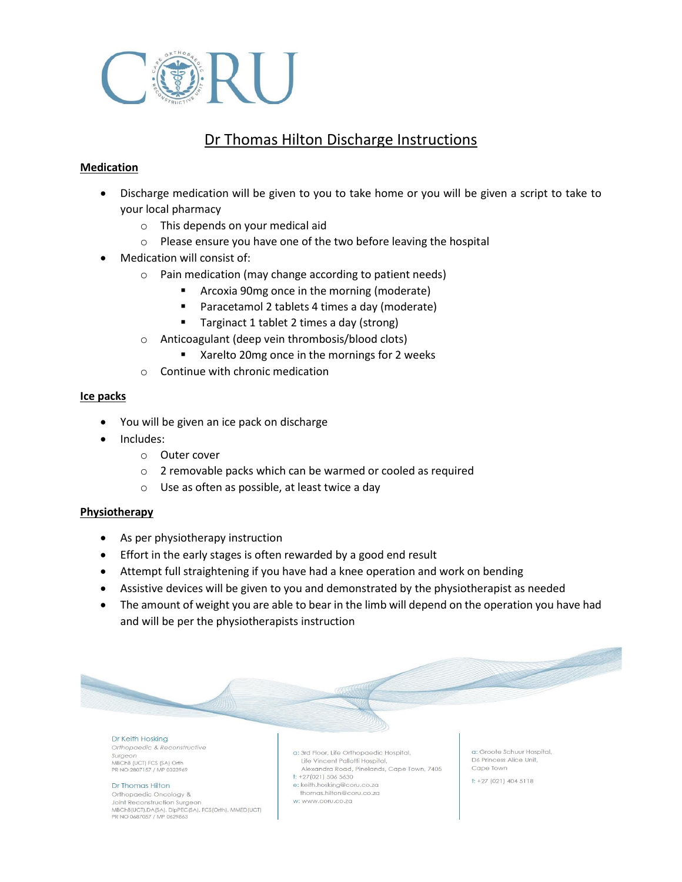# Dr Thomas Hilton Discharge Instructions

## Medication

- Discharge medication will be given to you to take home or you will be given a script to take to your local pharmacy
  - This depends on your medical aid
  - Please ensure you have one of the two before leaving the hospital
- Medication will consist of:
  - Pain medication (may change according to patient needs)
    - Arcoxia 90mg once in the morning (moderate)
    - Paracetamol 2 tablets 4 times a day (moderate)
    - Targinact 1 tablet 2 times a day (strong)
  - Anticoagulant (deep vein thrombosis/blood clots)
    - Xarelto 20mg once in the mornings for 2 weeks
  - Continue with chronic medication

## Ice packs

- You will be given an ice pack on discharge
- Includes:
  - Outer cover
  - 2 removable packs which can be warmed or cooled as required
  - Use as often as possible, at least twice a day

## Physiotherapy

- As per physiotherapy instruction
- Effort in the early stages is often rewarded by a good end result
- Attempt full straightening if you have had a knee operation and work on bending
- Assistive devices will be given to you and demonstrated by the physiotherapist as needed
- The amount of weight you are able to bear in the limb will depend on the operation you have had and will be per the physiotherapists instruction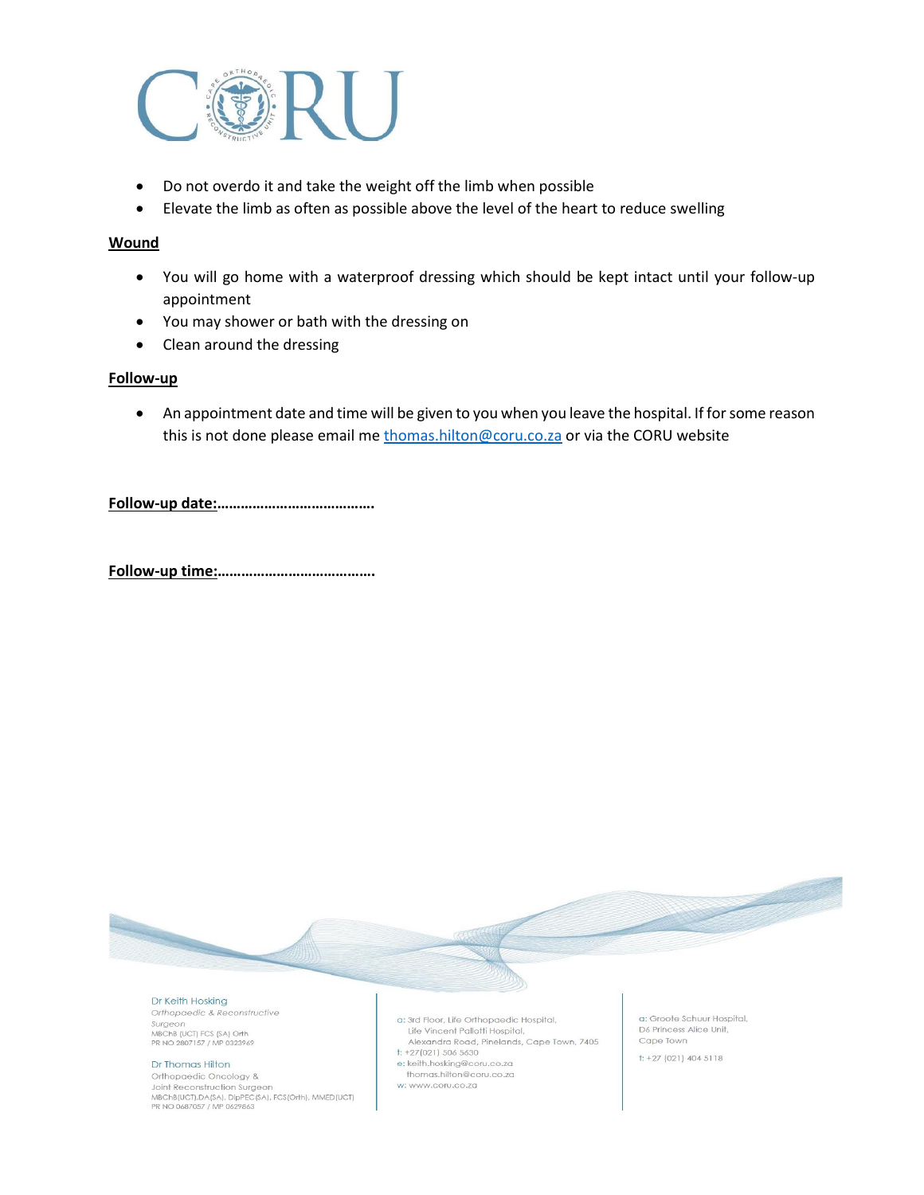- Do not overdo it and take the weight off the limb when possible
- Elevate the limb as often as possible above the level of the heart to reduce swelling

**Wound**

- You will go home with a waterproof dressing which should be kept intact until your follow-up appointment
- You may shower or bath with the dressing on
- Clean around the dressing

**Follow-up**

- An appointment date and time will be given to you when you leave the hospital. If for some reason this is not done please email me thomas.hilton@coru.co.za or via the CORU website

**Follow-up date:**…………………………………

**Follow-up time:**…………………………………